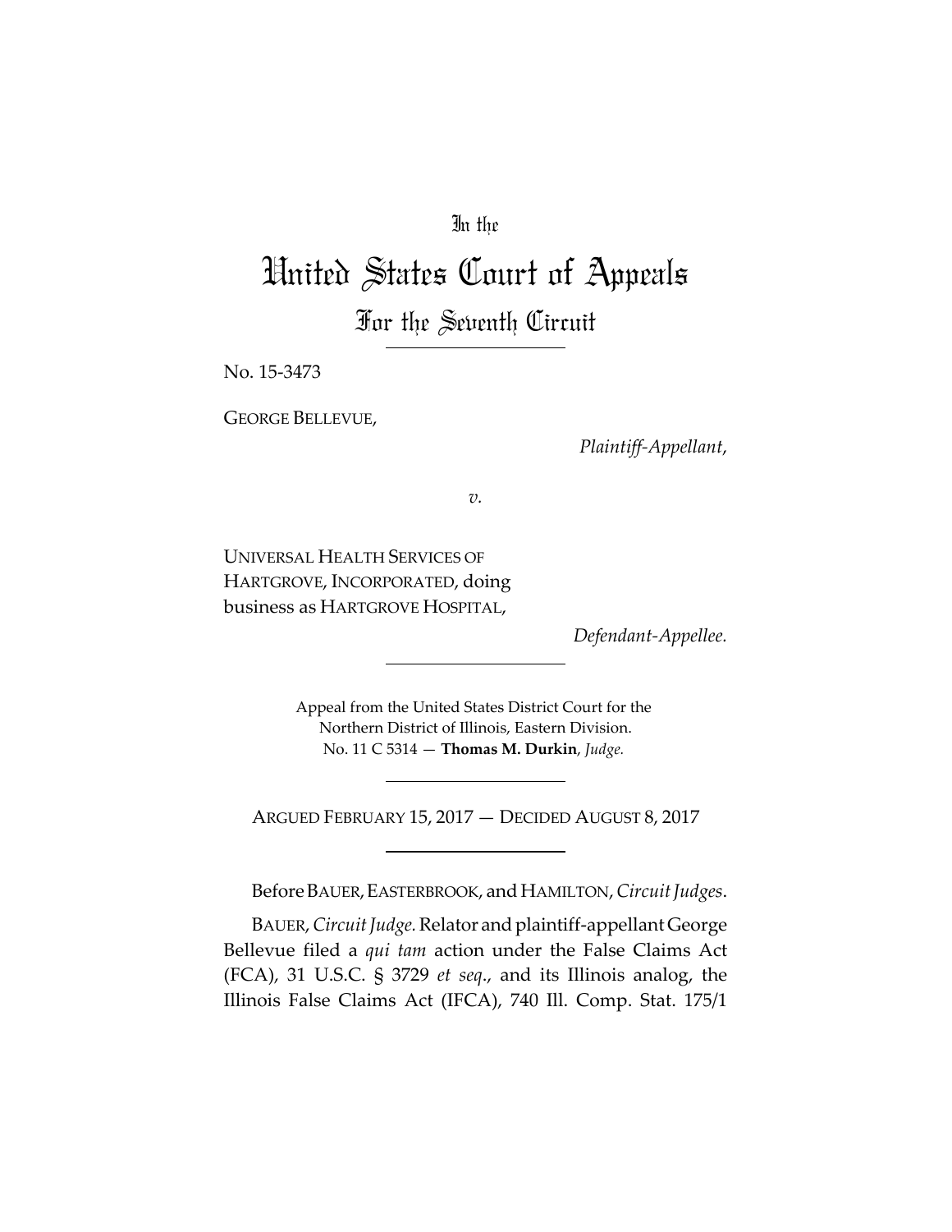In the

# United States Court of Appeals

## For the Seventh Circuit

No. 15-3473

GEORGE BELLEVUE,

*Plaintiff-Appellant*,

*v.*

UNIVERSAL HEALTH SERVICES OF HARTGROVE, INCORPORATED, doing business as HARTGROVE HOSPITAL,

*Defendant-Appellee.*

Appeal from the United States District Court for the Northern District of Illinois, Eastern Division.
No. 11 C 5314 — **Thomas M. Durkin**, *Judge.*

ARGUED FEBRUARY 15, 2017 — DECIDED AUGUST 8, 2017

Before BAUER, EASTERBROOK, and HAMILTON, *Circuit Judges*.

BAUER, *Circuit Judge.* Relator and plaintiff-appellant George Bellevue filed a *qui tam* action under the False Claims Act (FCA), 31 U.S.C. § 3729 *et seq*., and its Illinois analog, the Illinois False Claims Act (IFCA), 740 Ill. Comp. Stat. 175/1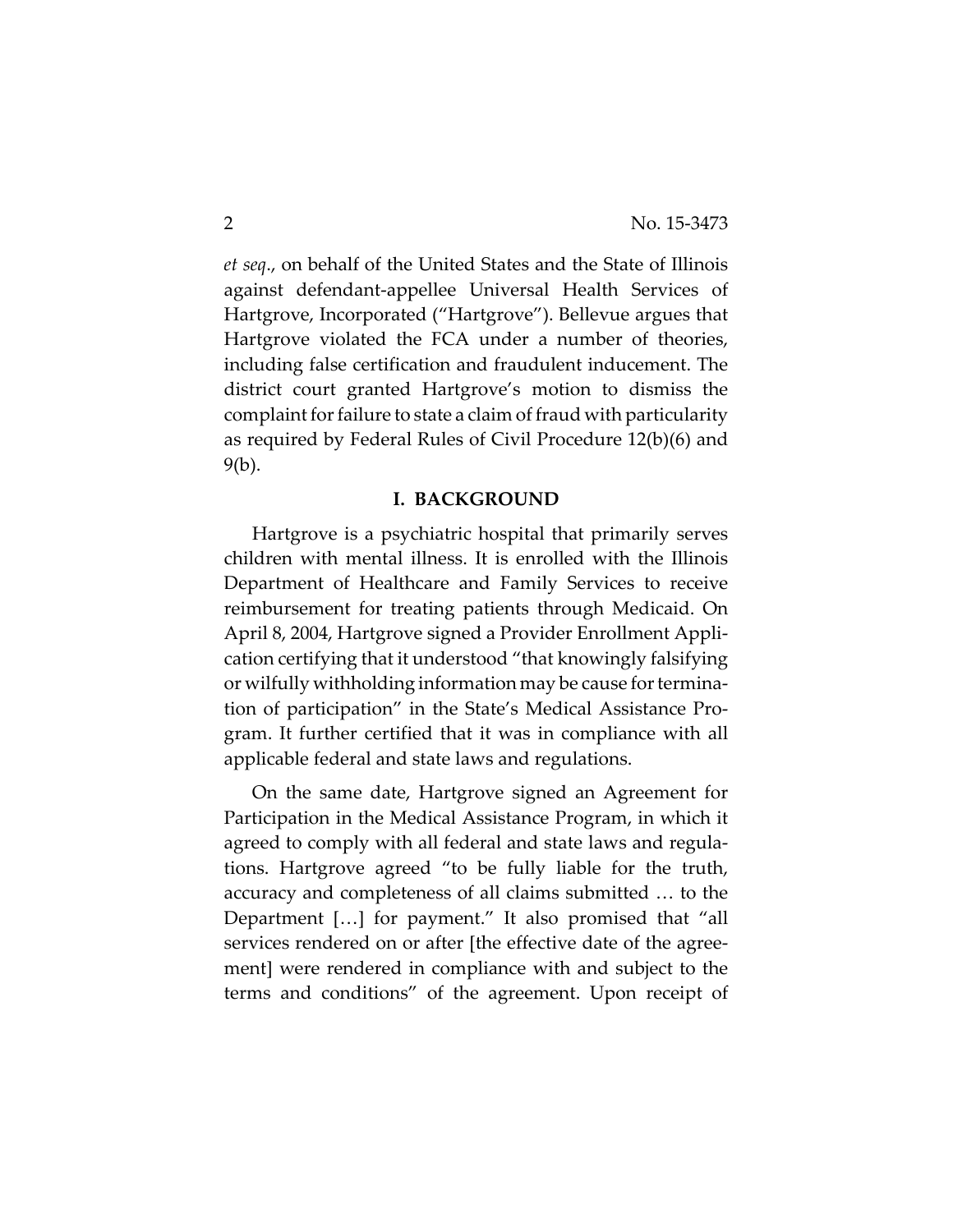*et seq*., on behalf of the United States and the State of Illinois against defendant-appellee Universal Health Services of Hartgrove, Incorporated ("Hartgrove"). Bellevue argues that Hartgrove violated the FCA under a number of theories, including false certification and fraudulent inducement. The district court granted Hartgrove's motion to dismiss the complaint for failure to state a claim of fraud with particularity as required by Federal Rules of Civil Procedure 12(b)(6) and 9(b).

## I. BACKGROUND

Hartgrove is a psychiatric hospital that primarily serves children with mental illness. It is enrolled with the Illinois Department of Healthcare and Family Services to receive reimbursement for treating patients through Medicaid. On April 8, 2004, Hartgrove signed a Provider Enrollment Application certifying that it understood "that knowingly falsifying or wilfully withholding information may be cause for termination of participation" in the State's Medical Assistance Program. It further certified that it was in compliance with all applicable federal and state laws and regulations.

On the same date, Hartgrove signed an Agreement for Participation in the Medical Assistance Program, in which it agreed to comply with all federal and state laws and regulations. Hartgrove agreed "to be fully liable for the truth, accuracy and completeness of all claims submitted … to the Department […] for payment." It also promised that "all services rendered on or after [the effective date of the agreement] were rendered in compliance with and subject to the terms and conditions" of the agreement. Upon receipt of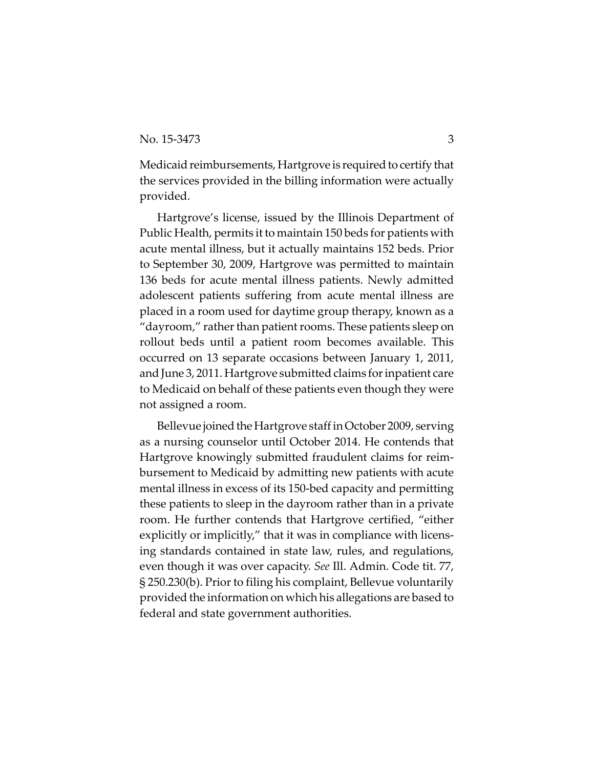Medicaid reimbursements, Hartgrove is required to certify that the services provided in the billing information were actually provided.

Hartgrove's license, issued by the Illinois Department of Public Health, permits it to maintain 150 beds for patients with acute mental illness, but it actually maintains 152 beds. Prior to September 30, 2009, Hartgrove was permitted to maintain 136 beds for acute mental illness patients. Newly admitted adolescent patients suffering from acute mental illness are placed in a room used for daytime group therapy, known as a "dayroom," rather than patient rooms. These patients sleep on rollout beds until a patient room becomes available. This occurred on 13 separate occasions between January 1, 2011, and June 3, 2011. Hartgrove submitted claims for inpatient care to Medicaid on behalf of these patients even though they were not assigned a room.

Bellevue joined the Hartgrove staff in October 2009, serving as a nursing counselor until October 2014. He contends that Hartgrove knowingly submitted fraudulent claims for reimbursement to Medicaid by admitting new patients with acute mental illness in excess of its 150-bed capacity and permitting these patients to sleep in the dayroom rather than in a private room. He further contends that Hartgrove certified, "either explicitly or implicitly," that it was in compliance with licensing standards contained in state law, rules, and regulations, even though it was over capacity. *See* Ill. Admin. Code tit. 77, § 250.230(b). Prior to filing his complaint, Bellevue voluntarily provided the information on which his allegations are based to federal and state government authorities.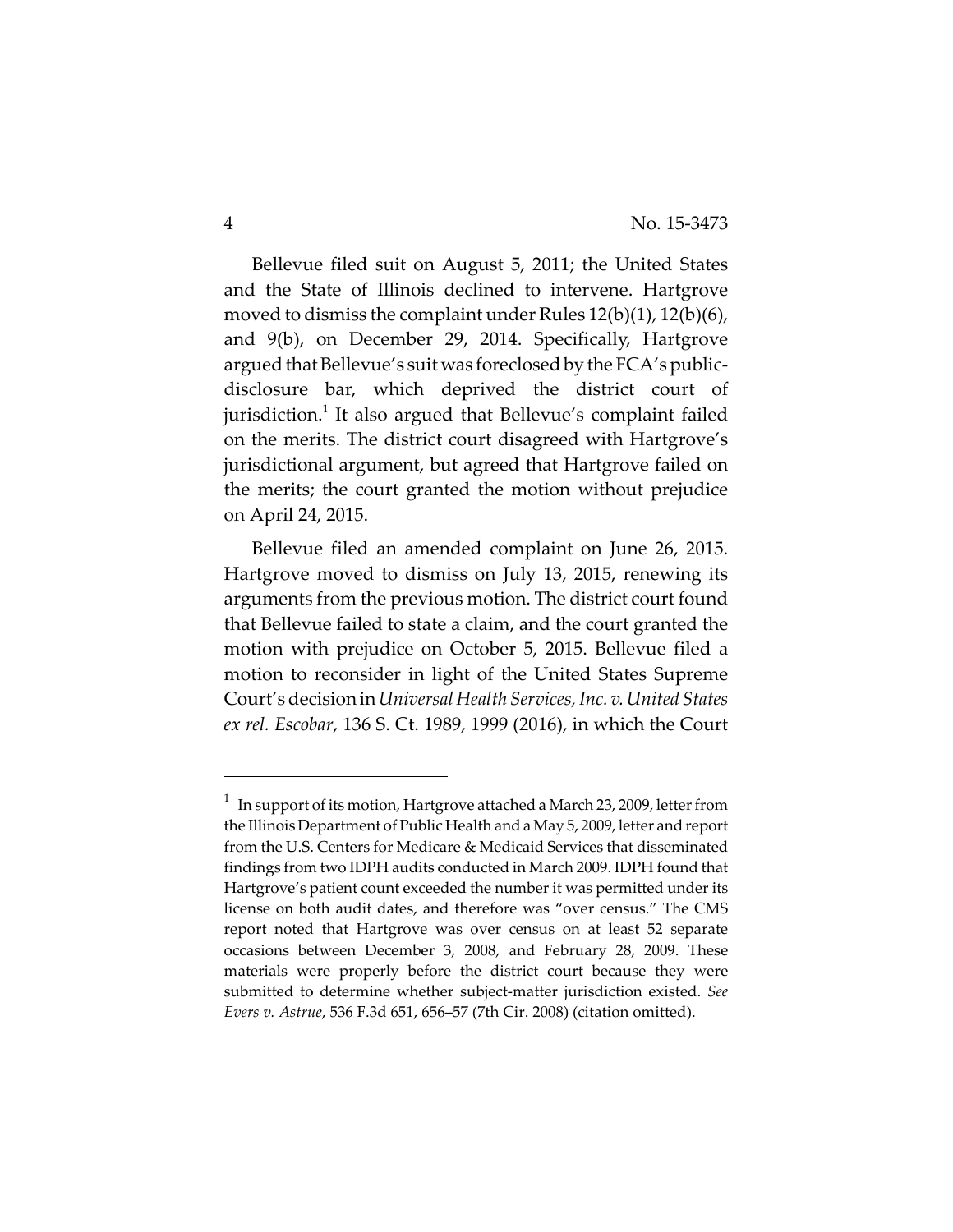Bellevue filed suit on August 5, 2011; the United States and the State of Illinois declined to intervene. Hartgrove moved to dismiss the complaint under Rules 12(b)(1), 12(b)(6), and 9(b), on December 29, 2014. Specifically, Hartgrove argued that Bellevue's suit was foreclosed by the FCA's public-disclosure bar, which deprived the district court of jurisdiction.[1] It also argued that Bellevue's complaint failed on the merits. The district court disagreed with Hartgrove's jurisdictional argument, but agreed that Hartgrove failed on the merits; the court granted the motion without prejudice on April 24, 2015.

Bellevue filed an amended complaint on June 26, 2015. Hartgrove moved to dismiss on July 13, 2015, renewing its arguments from the previous motion. The district court found that Bellevue failed to state a claim, and the court granted the motion with prejudice on October 5, 2015. Bellevue filed a motion to reconsider in light of the United States Supreme Court's decision in *Universal Health Services, Inc. v. United States ex rel. Escobar*, 136 S. Ct. 1989, 1999 (2016), in which the Court

---

[1] In support of its motion, Hartgrove attached a March 23, 2009, letter from the Illinois Department of Public Health and a May 5, 2009, letter and report from the U.S. Centers for Medicare & Medicaid Services that disseminated findings from two IDPH audits conducted in March 2009. IDPH found that Hartgrove's patient count exceeded the number it was permitted under its license on both audit dates, and therefore was "over census." The CMS report noted that Hartgrove was over census on at least 52 separate occasions between December 3, 2008, and February 28, 2009. These materials were properly before the district court because they were submitted to determine whether subject-matter jurisdiction existed. *See Evers v. Astrue*, 536 F.3d 651, 656–57 (7th Cir. 2008) (citation omitted).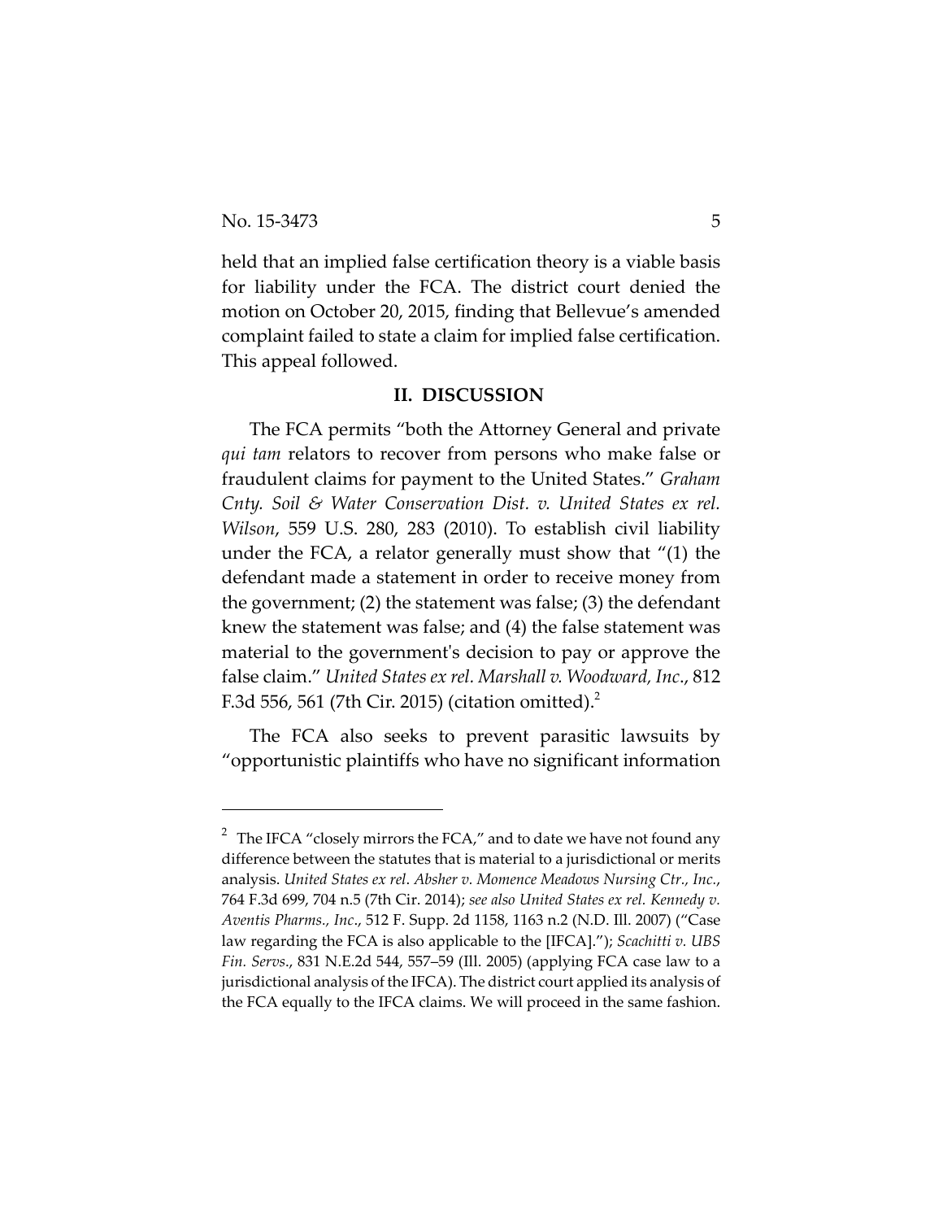held that an implied false certification theory is a viable basis for liability under the FCA. The district court denied the motion on October 20, 2015, finding that Bellevue's amended complaint failed to state a claim for implied false certification. This appeal followed.

## II. DISCUSSION

The FCA permits "both the Attorney General and private *qui tam* relators to recover from persons who make false or fraudulent claims for payment to the United States." *Graham Cnty. Soil & Water Conservation Dist. v. United States ex rel. Wilson*, 559 U.S. 280, 283 (2010). To establish civil liability under the FCA, a relator generally must show that "(1) the defendant made a statement in order to receive money from the government; (2) the statement was false; (3) the defendant knew the statement was false; and (4) the false statement was material to the government's decision to pay or approve the false claim." *United States ex rel. Marshall v. Woodward, Inc*., 812 F.3d 556, 561 (7th Cir. 2015) (citation omitted).[2]

The FCA also seeks to prevent parasitic lawsuits by "opportunistic plaintiffs who have no significant information

---

[2] The IFCA "closely mirrors the FCA," and to date we have not found any difference between the statutes that is material to a jurisdictional or merits analysis. *United States ex rel. Absher v. Momence Meadows Nursing Ctr., Inc.*, 764 F.3d 699, 704 n.5 (7th Cir. 2014); *see also United States ex rel. Kennedy v. Aventis Pharms., Inc*., 512 F. Supp. 2d 1158, 1163 n.2 (N.D. Ill. 2007) ("Case law regarding the FCA is also applicable to the [IFCA]."); *Scachitti v. UBS Fin. Servs*., 831 N.E.2d 544, 557–59 (Ill. 2005) (applying FCA case law to a jurisdictional analysis of the IFCA). The district court applied its analysis of the FCA equally to the IFCA claims. We will proceed in the same fashion.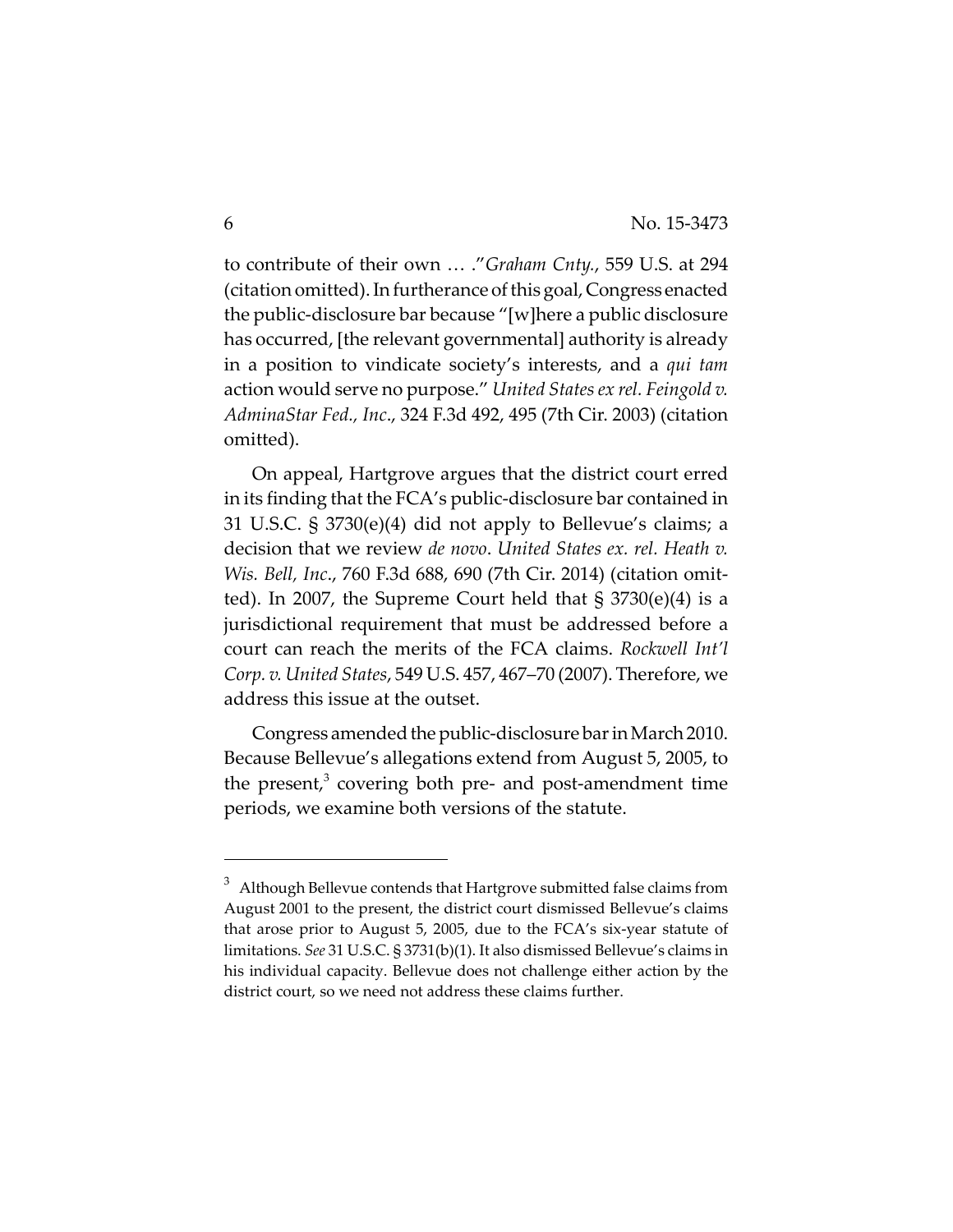to contribute of their own … ."*Graham Cnty.*, 559 U.S. at 294 (citation omitted). In furtherance of this goal, Congress enacted the public-disclosure bar because "[w]here a public disclosure has occurred, [the relevant governmental] authority is already in a position to vindicate society's interests, and a *qui tam* action would serve no purpose." *United States ex rel. Feingold v. AdminaStar Fed., Inc.*, 324 F.3d 492, 495 (7th Cir. 2003) (citation omitted).

On appeal, Hartgrove argues that the district court erred in its finding that the FCA's public-disclosure bar contained in 31 U.S.C. § 3730(e)(4) did not apply to Bellevue's claims; a decision that we review *de novo*. *United States ex. rel. Heath v. Wis. Bell, Inc.*, 760 F.3d 688, 690 (7th Cir. 2014) (citation omitted). In 2007, the Supreme Court held that § 3730(e)(4) is a jurisdictional requirement that must be addressed before a court can reach the merits of the FCA claims. *Rockwell Int'l Corp. v. United States*, 549 U.S. 457, 467–70 (2007). Therefore, we address this issue at the outset.

Congress amended the public-disclosure bar in March 2010. Because Bellevue's allegations extend from August 5, 2005, to the present,[3] covering both pre- and post-amendment time periods, we examine both versions of the statute.

[3] Although Bellevue contends that Hartgrove submitted false claims from August 2001 to the present, the district court dismissed Bellevue's claims that arose prior to August 5, 2005, due to the FCA's six-year statute of limitations. *See* 31 U.S.C. § 3731(b)(1). It also dismissed Bellevue's claims in his individual capacity. Bellevue does not challenge either action by the district court, so we need not address these claims further.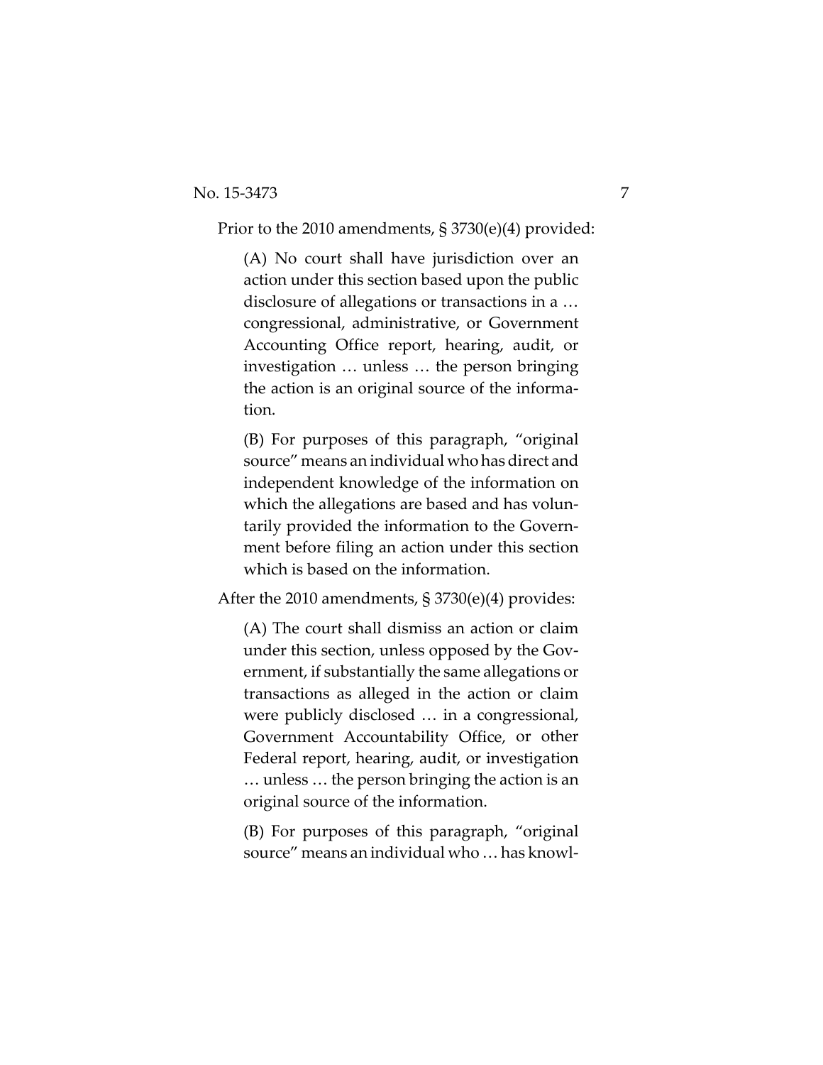Prior to the 2010 amendments, § 3730(e)(4) provided:

> (A) No court shall have jurisdiction over an action under this section based upon the public disclosure of allegations or transactions in a … congressional, administrative, or Government Accounting Office report, hearing, audit, or investigation … unless … the person bringing the action is an original source of the information.
>
> (B) For purposes of this paragraph, "original source" means an individual who has direct and independent knowledge of the information on which the allegations are based and has voluntarily provided the information to the Government before filing an action under this section which is based on the information.

After the 2010 amendments, § 3730(e)(4) provides:

> (A) The court shall dismiss an action or claim under this section, unless opposed by the Government, if substantially the same allegations or transactions as alleged in the action or claim were publicly disclosed … in a congressional, Government Accountability Office, or other Federal report, hearing, audit, or investigation … unless … the person bringing the action is an original source of the information.
>
> (B) For purposes of this paragraph, "original source" means an individual who … has knowl-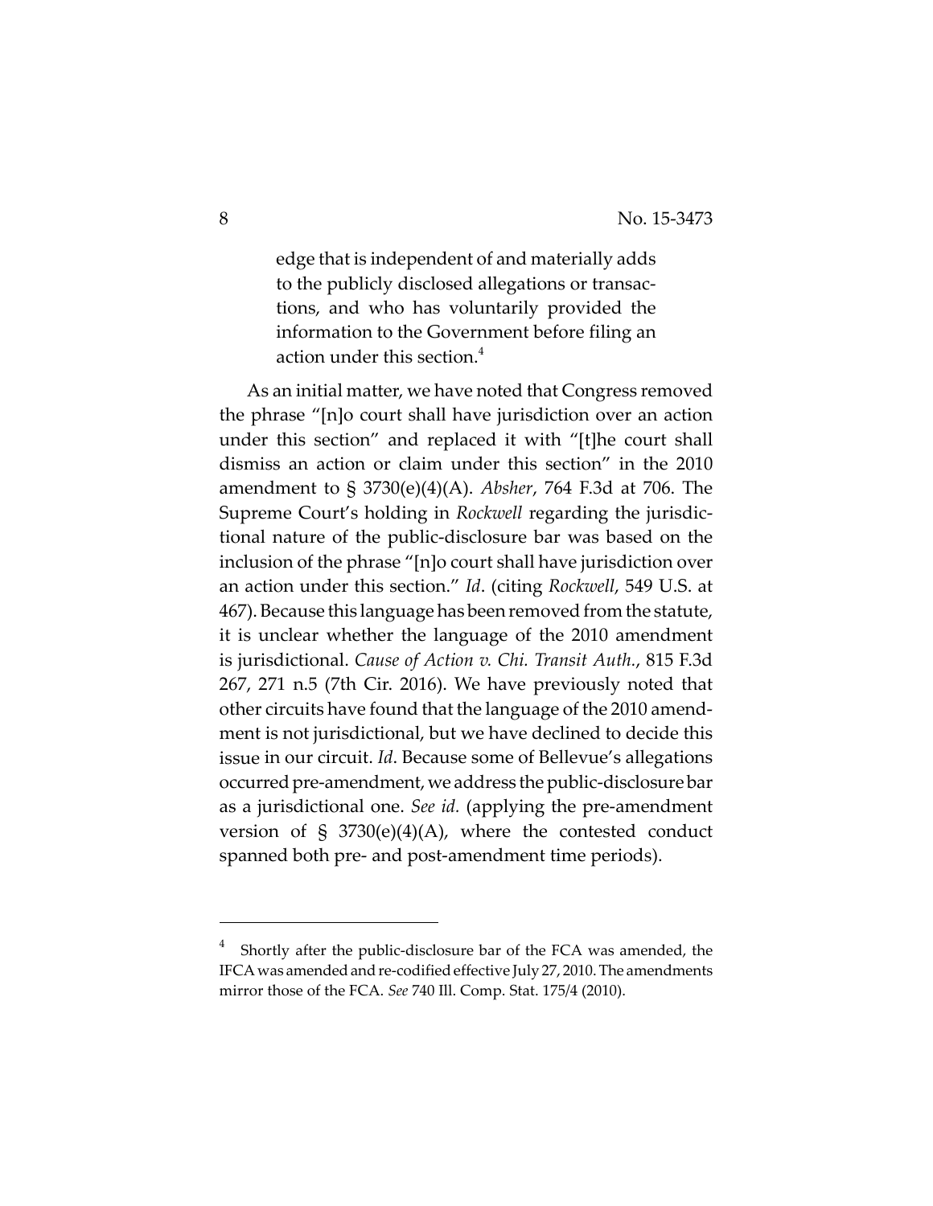> edge that is independent of and materially adds to the publicly disclosed allegations or transactions, and who has voluntarily provided the information to the Government before filing an action under this section.[4]

As an initial matter, we have noted that Congress removed the phrase "[n]o court shall have jurisdiction over an action under this section" and replaced it with "[t]he court shall dismiss an action or claim under this section" in the 2010 amendment to § 3730(e)(4)(A). *Absher*, 764 F.3d at 706. The Supreme Court's holding in *Rockwell* regarding the jurisdictional nature of the public-disclosure bar was based on the inclusion of the phrase "[n]o court shall have jurisdiction over an action under this section." *Id*. (citing *Rockwell*, 549 U.S. at 467). Because this language has been removed from the statute, it is unclear whether the language of the 2010 amendment is jurisdictional. *Cause of Action v. Chi. Transit Auth.*, 815 F.3d 267, 271 n.5 (7th Cir. 2016). We have previously noted that other circuits have found that the language of the 2010 amendment is not jurisdictional, but we have declined to decide this issue in our circuit. *Id*. Because some of Bellevue's allegations occurred pre-amendment, we address the public-disclosure bar as a jurisdictional one. *See id.* (applying the pre-amendment version of § 3730(e)(4)(A), where the contested conduct spanned both pre- and post-amendment time periods).

---

[4] Shortly after the public-disclosure bar of the FCA was amended, the IFCA was amended and re-codified effective July 27, 2010. The amendments mirror those of the FCA. *See* 740 Ill. Comp. Stat. 175/4 (2010).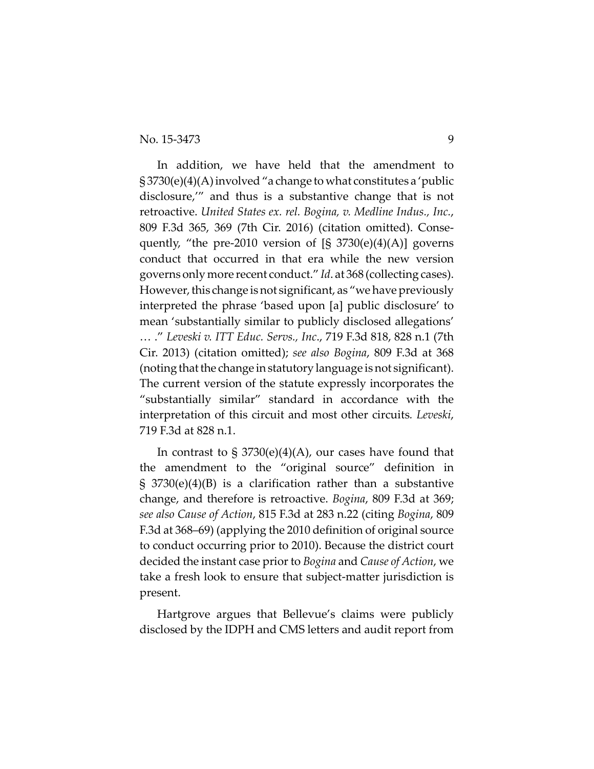In addition, we have held that the amendment to §3730(e)(4)(A) involved "a change to what constitutes a 'public disclosure,'" and thus is a substantive change that is not retroactive. *United States ex. rel. Bogina, v. Medline Indus., Inc.*, 809 F.3d 365, 369 (7th Cir. 2016) (citation omitted). Consequently, "the pre-2010 version of [§ 3730(e)(4)(A)] governs conduct that occurred in that era while the new version governs only more recent conduct." *Id*. at 368 (collecting cases). However, this change is not significant, as "we have previously interpreted the phrase 'based upon [a] public disclosure' to mean 'substantially similar to publicly disclosed allegations' … ." *Leveski v. ITT Educ. Servs., Inc*., 719 F.3d 818, 828 n.1 (7th Cir. 2013) (citation omitted); *see also Bogina*, 809 F.3d at 368 (noting that the change in statutory language is not significant). The current version of the statute expressly incorporates the "substantially similar" standard in accordance with the interpretation of this circuit and most other circuits. *Leveski*, 719 F.3d at 828 n.1.

In contrast to § 3730(e)(4)(A), our cases have found that the amendment to the "original source" definition in § 3730(e)(4)(B) is a clarification rather than a substantive change, and therefore is retroactive. *Bogina*, 809 F.3d at 369; *see also Cause of Action*, 815 F.3d at 283 n.22 (citing *Bogina*, 809 F.3d at 368–69) (applying the 2010 definition of original source to conduct occurring prior to 2010). Because the district court decided the instant case prior to *Bogina* and *Cause of Action*, we take a fresh look to ensure that subject-matter jurisdiction is present.

Hartgrove argues that Bellevue's claims were publicly disclosed by the IDPH and CMS letters and audit report from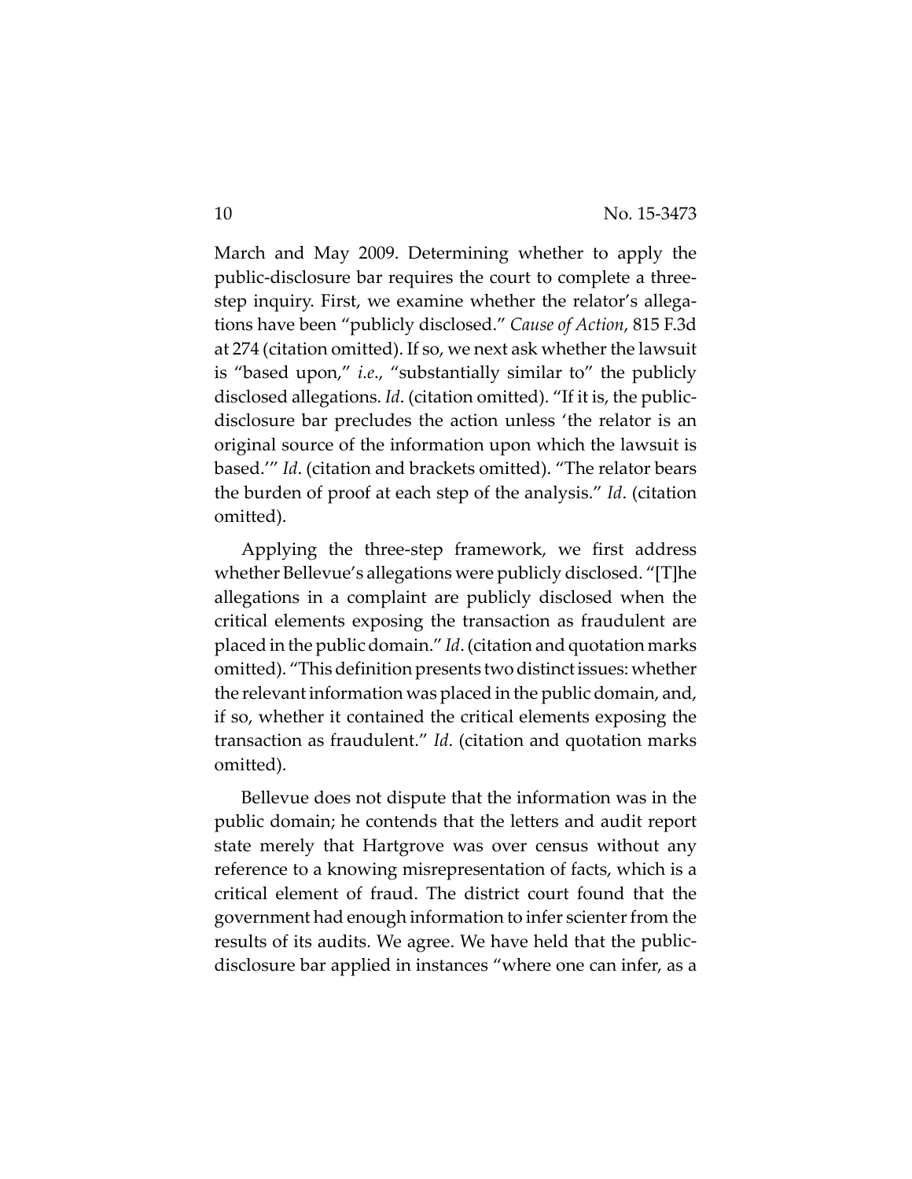March and May 2009. Determining whether to apply the public-disclosure bar requires the court to complete a three-step inquiry. First, we examine whether the relator's allegations have been "publicly disclosed." *Cause of Action*, 815 F.3d at 274 (citation omitted). If so, we next ask whether the lawsuit is "based upon," *i.e.*, "substantially similar to" the publicly disclosed allegations. *Id*. (citation omitted). "If it is, the public-disclosure bar precludes the action unless 'the relator is an original source of the information upon which the lawsuit is based.'" *Id*. (citation and brackets omitted). "The relator bears the burden of proof at each step of the analysis." *Id*. (citation omitted).

Applying the three-step framework, we first address whether Bellevue's allegations were publicly disclosed. "[T]he allegations in a complaint are publicly disclosed when the critical elements exposing the transaction as fraudulent are placed in the public domain." *Id*. (citation and quotation marks omitted). "This definition presents two distinct issues: whether the relevant information was placed in the public domain, and, if so, whether it contained the critical elements exposing the transaction as fraudulent." *Id*. (citation and quotation marks omitted).

Bellevue does not dispute that the information was in the public domain; he contends that the letters and audit report state merely that Hartgrove was over census without any reference to a knowing misrepresentation of facts, which is a critical element of fraud. The district court found that the government had enough information to infer scienter from the results of its audits. We agree. We have held that the public-disclosure bar applied in instances "where one can infer, as a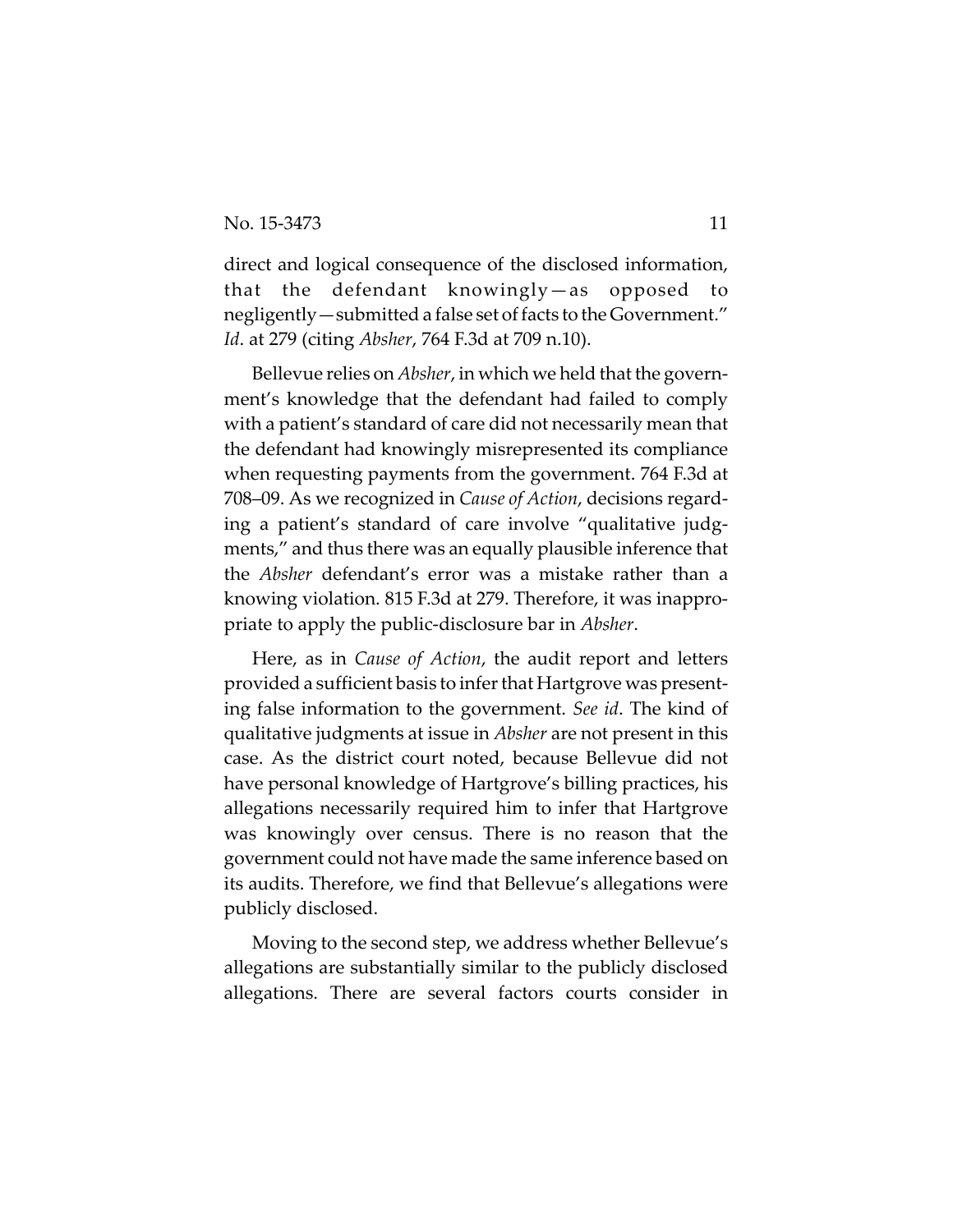direct and logical consequence of the disclosed information, that the defendant knowingly—as opposed to negligently—submitted a false set of facts to the Government." *Id*. at 279 (citing *Absher*, 764 F.3d at 709 n.10).

Bellevue relies on *Absher*, in which we held that the government's knowledge that the defendant had failed to comply with a patient's standard of care did not necessarily mean that the defendant had knowingly misrepresented its compliance when requesting payments from the government. 764 F.3d at 708–09. As we recognized in *Cause of Action*, decisions regarding a patient's standard of care involve "qualitative judgments," and thus there was an equally plausible inference that the *Absher* defendant's error was a mistake rather than a knowing violation. 815 F.3d at 279. Therefore, it was inappropriate to apply the public-disclosure bar in *Absher*.

Here, as in *Cause of Action*, the audit report and letters provided a sufficient basis to infer that Hartgrove was presenting false information to the government. *See id*. The kind of qualitative judgments at issue in *Absher* are not present in this case. As the district court noted, because Bellevue did not have personal knowledge of Hartgrove's billing practices, his allegations necessarily required him to infer that Hartgrove was knowingly over census. There is no reason that the government could not have made the same inference based on its audits. Therefore, we find that Bellevue's allegations were publicly disclosed.

Moving to the second step, we address whether Bellevue's allegations are substantially similar to the publicly disclosed allegations. There are several factors courts consider in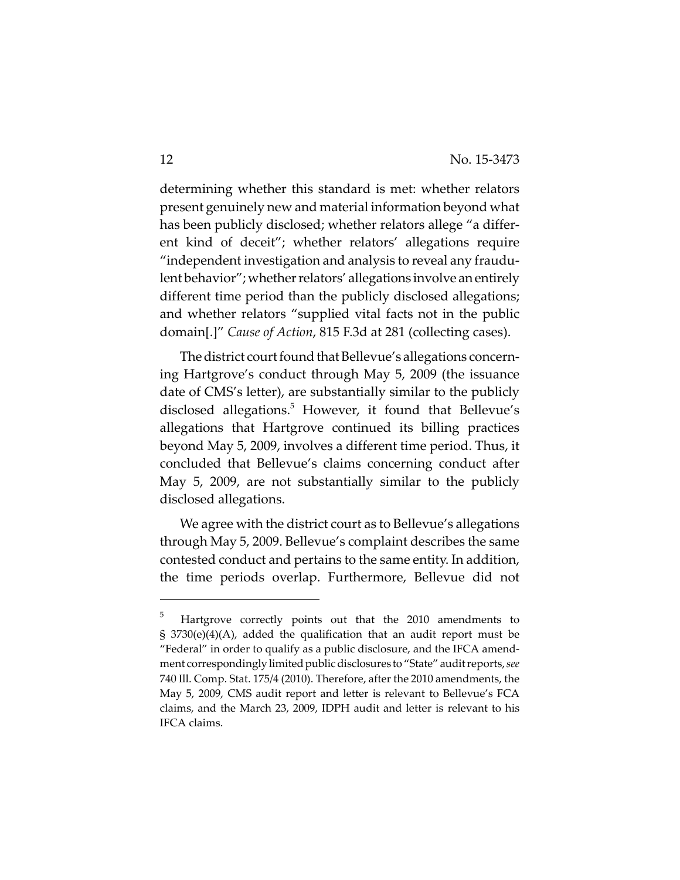determining whether this standard is met: whether relators present genuinely new and material information beyond what has been publicly disclosed; whether relators allege "a different kind of deceit"; whether relators' allegations require "independent investigation and analysis to reveal any fraudulent behavior"; whether relators' allegations involve an entirely different time period than the publicly disclosed allegations; and whether relators "supplied vital facts not in the public domain[.]" *Cause of Action*, 815 F.3d at 281 (collecting cases).

The district court found that Bellevue's allegations concerning Hartgrove's conduct through May 5, 2009 (the issuance date of CMS's letter), are substantially similar to the publicly disclosed allegations.[5] However, it found that Bellevue's allegations that Hartgrove continued its billing practices beyond May 5, 2009, involves a different time period. Thus, it concluded that Bellevue's claims concerning conduct after May 5, 2009, are not substantially similar to the publicly disclosed allegations.

We agree with the district court as to Bellevue's allegations through May 5, 2009. Bellevue's complaint describes the same contested conduct and pertains to the same entity. In addition, the time periods overlap. Furthermore, Bellevue did not

[5] Hartgrove correctly points out that the 2010 amendments to § 3730(e)(4)(A), added the qualification that an audit report must be "Federal" in order to qualify as a public disclosure, and the IFCA amendment correspondingly limited public disclosures to "State" audit reports, *see* 740 Ill. Comp. Stat. 175/4 (2010). Therefore, after the 2010 amendments, the May 5, 2009, CMS audit report and letter is relevant to Bellevue's FCA claims, and the March 23, 2009, IDPH audit and letter is relevant to his IFCA claims.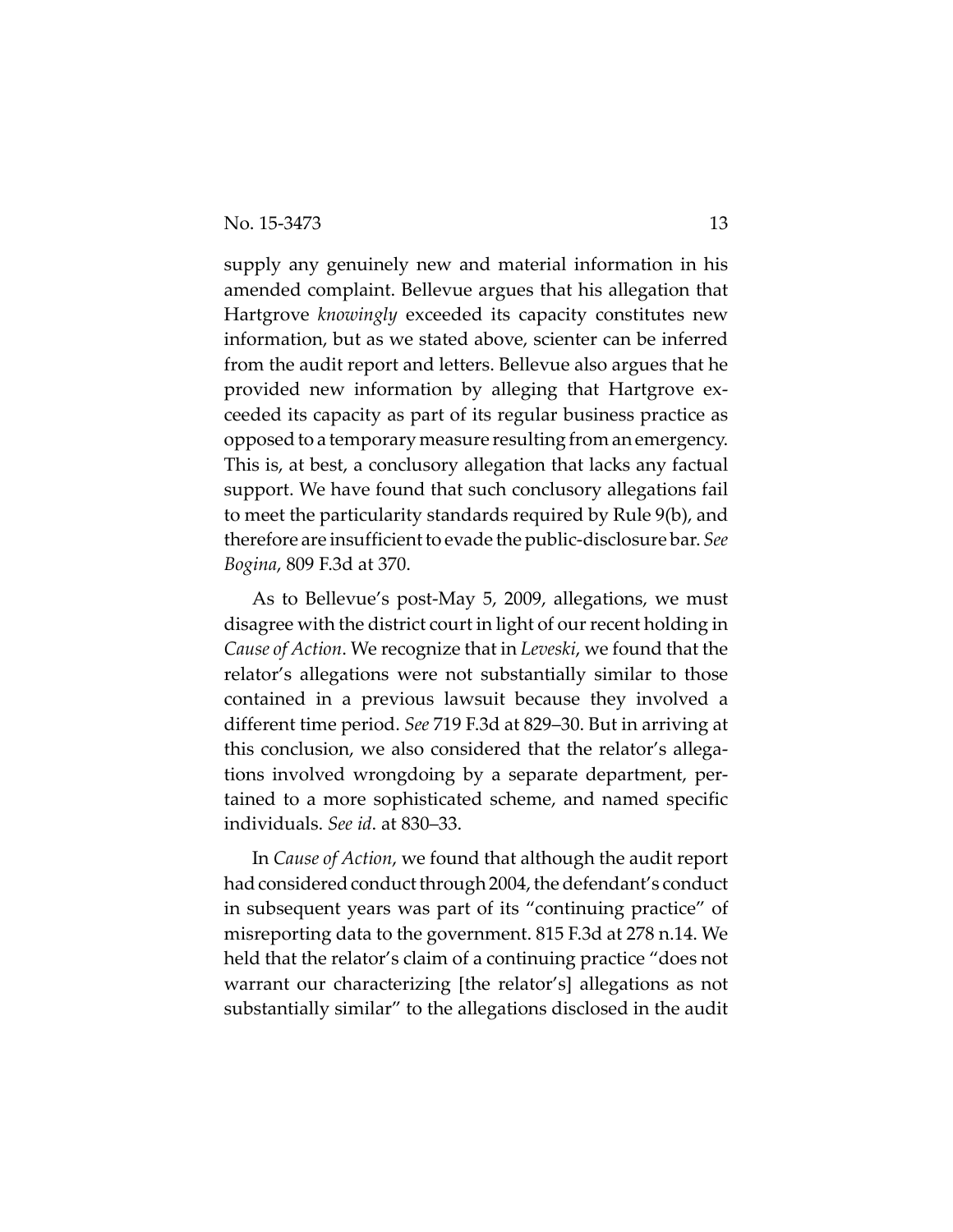supply any genuinely new and material information in his amended complaint. Bellevue argues that his allegation that Hartgrove *knowingly* exceeded its capacity constitutes new information, but as we stated above, scienter can be inferred from the audit report and letters. Bellevue also argues that he provided new information by alleging that Hartgrove exceeded its capacity as part of its regular business practice as opposed to a temporary measure resulting from an emergency. This is, at best, a conclusory allegation that lacks any factual support. We have found that such conclusory allegations fail to meet the particularity standards required by Rule 9(b), and therefore are insufficient to evade the public-disclosure bar. *See Bogina*, 809 F.3d at 370.

As to Bellevue's post-May 5, 2009, allegations, we must disagree with the district court in light of our recent holding in *Cause of Action*. We recognize that in *Leveski*, we found that the relator's allegations were not substantially similar to those contained in a previous lawsuit because they involved a different time period. *See* 719 F.3d at 829–30. But in arriving at this conclusion, we also considered that the relator's allegations involved wrongdoing by a separate department, pertained to a more sophisticated scheme, and named specific individuals. *See id*. at 830–33.

In *Cause of Action*, we found that although the audit report had considered conduct through 2004, the defendant's conduct in subsequent years was part of its "continuing practice" of misreporting data to the government. 815 F.3d at 278 n.14. We held that the relator's claim of a continuing practice "does not warrant our characterizing [the relator's] allegations as not substantially similar" to the allegations disclosed in the audit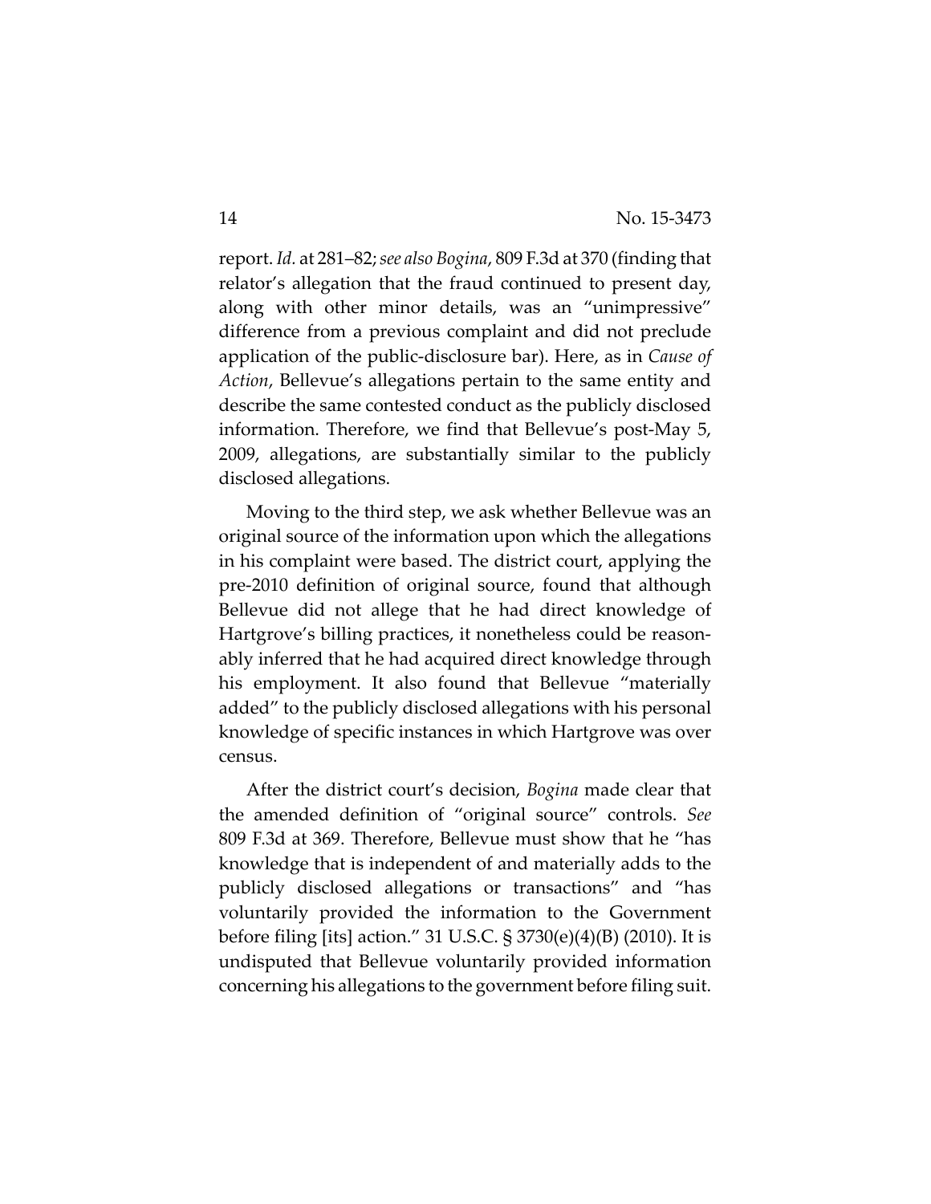report. *Id.* at 281–82; *see also Bogina*, 809 F.3d at 370 (finding that relator's allegation that the fraud continued to present day, along with other minor details, was an "unimpressive" difference from a previous complaint and did not preclude application of the public-disclosure bar). Here, as in *Cause of Action*, Bellevue's allegations pertain to the same entity and describe the same contested conduct as the publicly disclosed information. Therefore, we find that Bellevue's post-May 5, 2009, allegations, are substantially similar to the publicly disclosed allegations.

Moving to the third step, we ask whether Bellevue was an original source of the information upon which the allegations in his complaint were based. The district court, applying the pre-2010 definition of original source, found that although Bellevue did not allege that he had direct knowledge of Hartgrove's billing practices, it nonetheless could be reasonably inferred that he had acquired direct knowledge through his employment. It also found that Bellevue "materially added" to the publicly disclosed allegations with his personal knowledge of specific instances in which Hartgrove was over census.

After the district court's decision, *Bogina* made clear that the amended definition of "original source" controls. *See* 809 F.3d at 369. Therefore, Bellevue must show that he "has knowledge that is independent of and materially adds to the publicly disclosed allegations or transactions" and "has voluntarily provided the information to the Government before filing [its] action." 31 U.S.C. § 3730(e)(4)(B) (2010). It is undisputed that Bellevue voluntarily provided information concerning his allegations to the government before filing suit.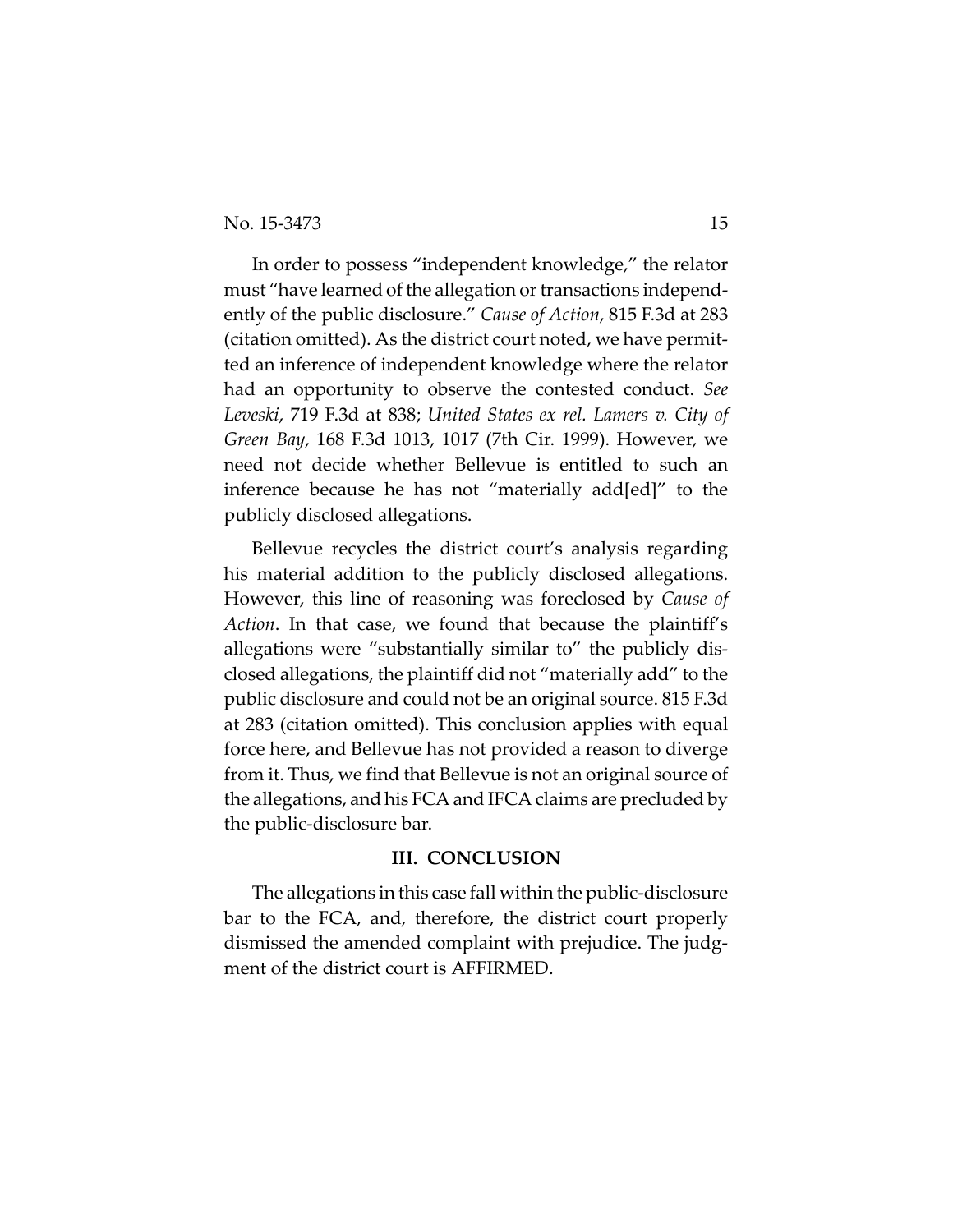In order to possess "independent knowledge," the relator must "have learned of the allegation or transactions independently of the public disclosure." *Cause of Action*, 815 F.3d at 283 (citation omitted). As the district court noted, we have permitted an inference of independent knowledge where the relator had an opportunity to observe the contested conduct. *See Leveski*, 719 F.3d at 838; *United States ex rel. Lamers v. City of Green Bay*, 168 F.3d 1013, 1017 (7th Cir. 1999). However, we need not decide whether Bellevue is entitled to such an inference because he has not "materially add[ed]" to the publicly disclosed allegations.

Bellevue recycles the district court's analysis regarding his material addition to the publicly disclosed allegations. However, this line of reasoning was foreclosed by *Cause of Action*. In that case, we found that because the plaintiff's allegations were "substantially similar to" the publicly disclosed allegations, the plaintiff did not "materially add" to the public disclosure and could not be an original source. 815 F.3d at 283 (citation omitted). This conclusion applies with equal force here, and Bellevue has not provided a reason to diverge from it. Thus, we find that Bellevue is not an original source of the allegations, and his FCA and IFCA claims are precluded by the public-disclosure bar.

## III. CONCLUSION

The allegations in this case fall within the public-disclosure bar to the FCA, and, therefore, the district court properly dismissed the amended complaint with prejudice. The judgment of the district court is AFFIRMED.